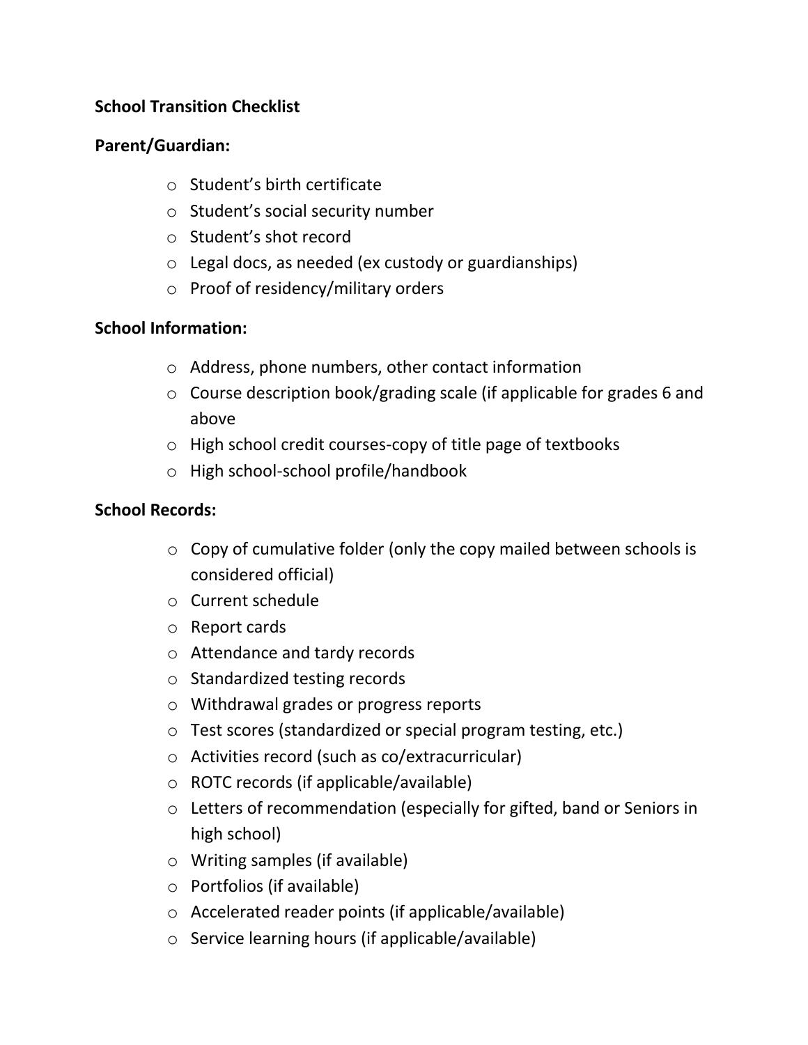**School Transition Checklist**

**Parent/Guardian:**

- Student's birth certificate
- Student's social security number
- Student's shot record
- Legal docs, as needed (ex custody or guardianships)
- Proof of residency/military orders

**School Information:**

- Address, phone numbers, other contact information
- Course description book/grading scale (if applicable for grades 6 and above
- High school credit courses-copy of title page of textbooks
- High school-school profile/handbook

**School Records:**

- Copy of cumulative folder (only the copy mailed between schools is considered official)
- Current schedule
- Report cards
- Attendance and tardy records
- Standardized testing records
- Withdrawal grades or progress reports
- Test scores (standardized or special program testing, etc.)
- Activities record (such as co/extracurricular)
- ROTC records (if applicable/available)
- Letters of recommendation (especially for gifted, band or Seniors in high school)
- Writing samples (if available)
- Portfolios (if available)
- Accelerated reader points (if applicable/available)
- Service learning hours (if applicable/available)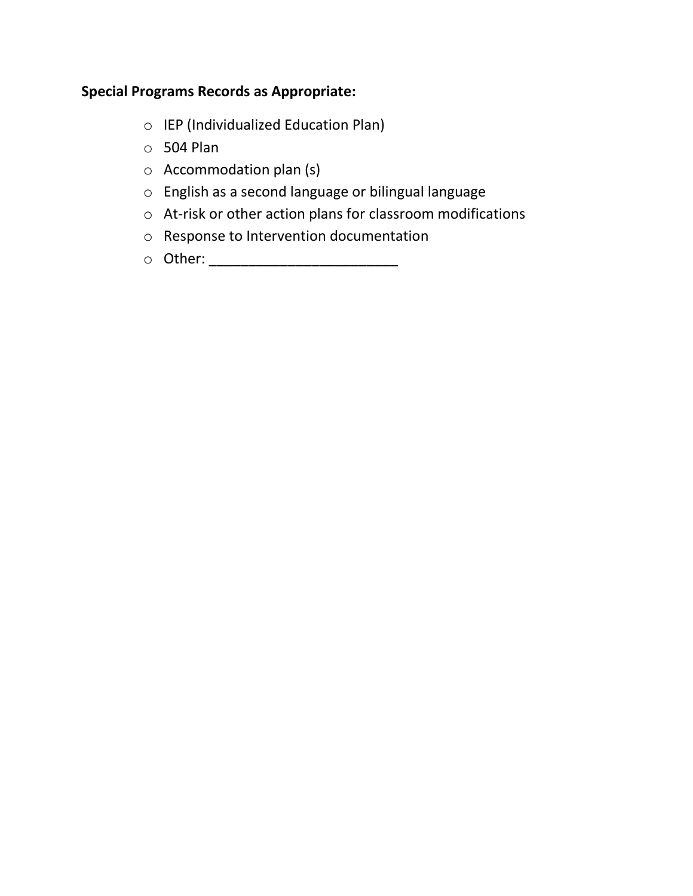**Special Programs Records as Appropriate:**

- IEP (Individualized Education Plan)
- 504 Plan
- Accommodation plan (s)
- English as a second language or bilingual language
- At-risk or other action plans for classroom modifications
- Response to Intervention documentation
- Other: ________________________